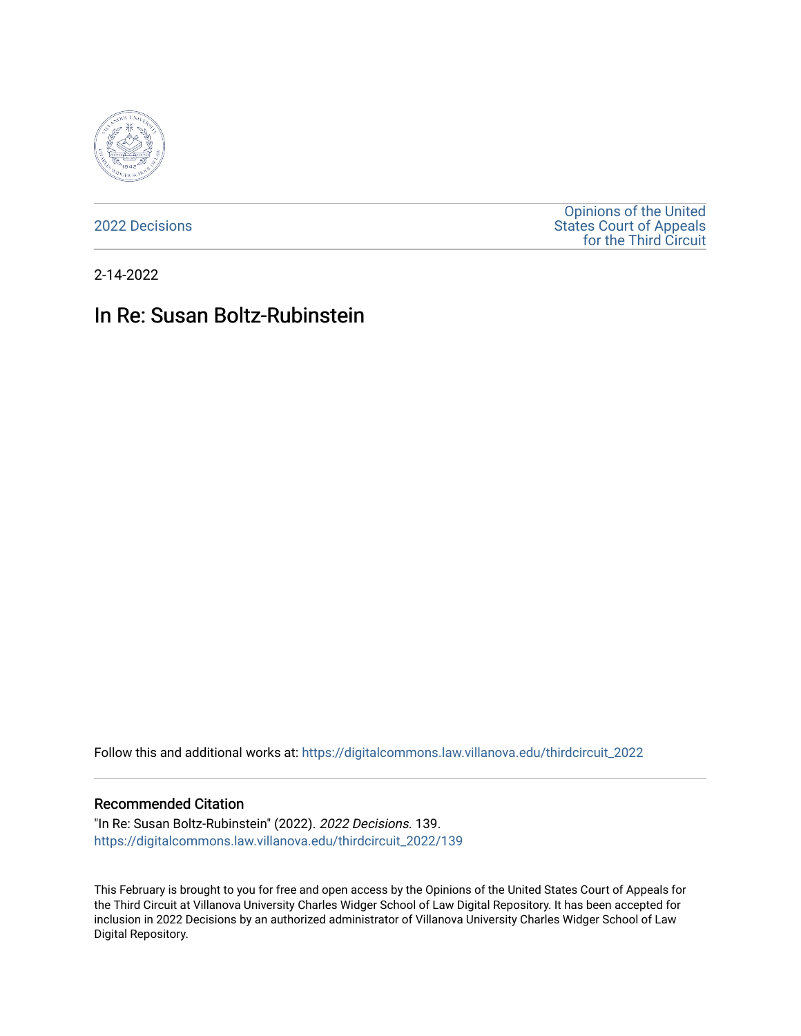2022 Decisions

Opinions of the United States Court of Appeals for the Third Circuit

2-14-2022

# In Re: Susan Boltz-Rubinstein

Follow this and additional works at: https://digitalcommons.law.villanova.edu/thirdcircuit_2022

## Recommended Citation

"In Re: Susan Boltz-Rubinstein" (2022). *2022 Decisions*. 139.
https://digitalcommons.law.villanova.edu/thirdcircuit_2022/139

This February is brought to you for free and open access by the Opinions of the United States Court of Appeals for the Third Circuit at Villanova University Charles Widger School of Law Digital Repository. It has been accepted for inclusion in 2022 Decisions by an authorized administrator of Villanova University Charles Widger School of Law Digital Repository.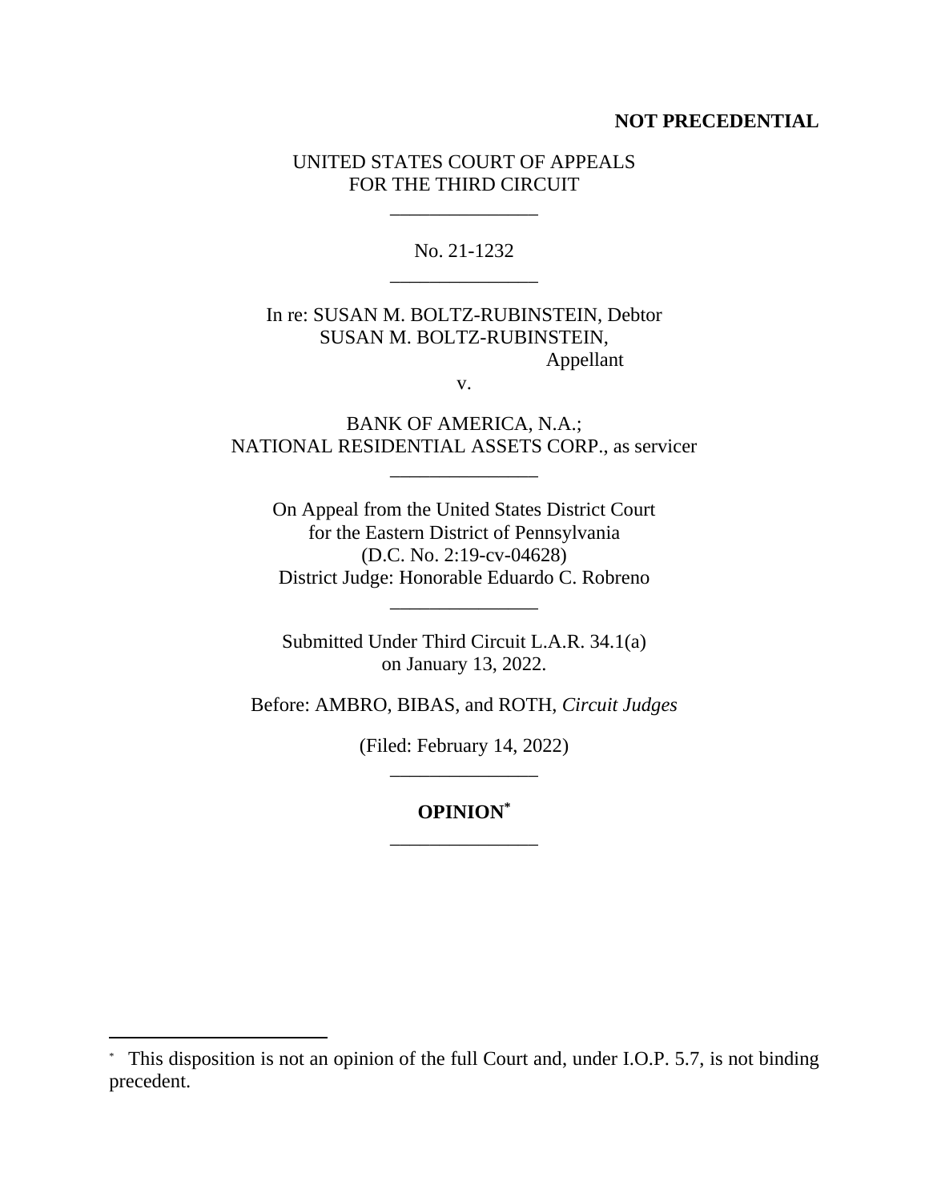**NOT PRECEDENTIAL**

UNITED STATES COURT OF APPEALS
FOR THE THIRD CIRCUIT

\_\_\_\_\_\_\_\_\_\_\_\_\_\_\_

No. 21-1232

\_\_\_\_\_\_\_\_\_\_\_\_\_\_\_

In re: SUSAN M. BOLTZ-RUBINSTEIN, Debtor
SUSAN M. BOLTZ-RUBINSTEIN,
Appellant

v.

BANK OF AMERICA, N.A.;
NATIONAL RESIDENTIAL ASSETS CORP., as servicer

\_\_\_\_\_\_\_\_\_\_\_\_\_\_\_

On Appeal from the United States District Court
for the Eastern District of Pennsylvania
(D.C. No. 2:19-cv-04628)
District Judge: Honorable Eduardo C. Robreno

\_\_\_\_\_\_\_\_\_\_\_\_\_\_\_

Submitted Under Third Circuit L.A.R. 34.1(a)
on January 13, 2022.

Before: AMBRO, BIBAS, and ROTH, *Circuit Judges*

(Filed: February 14, 2022)

\_\_\_\_\_\_\_\_\_\_\_\_\_\_\_

**OPINION**[*]

\_\_\_\_\_\_\_\_\_\_\_\_\_\_\_

[*] This disposition is not an opinion of the full Court and, under I.O.P. 5.7, is not binding precedent.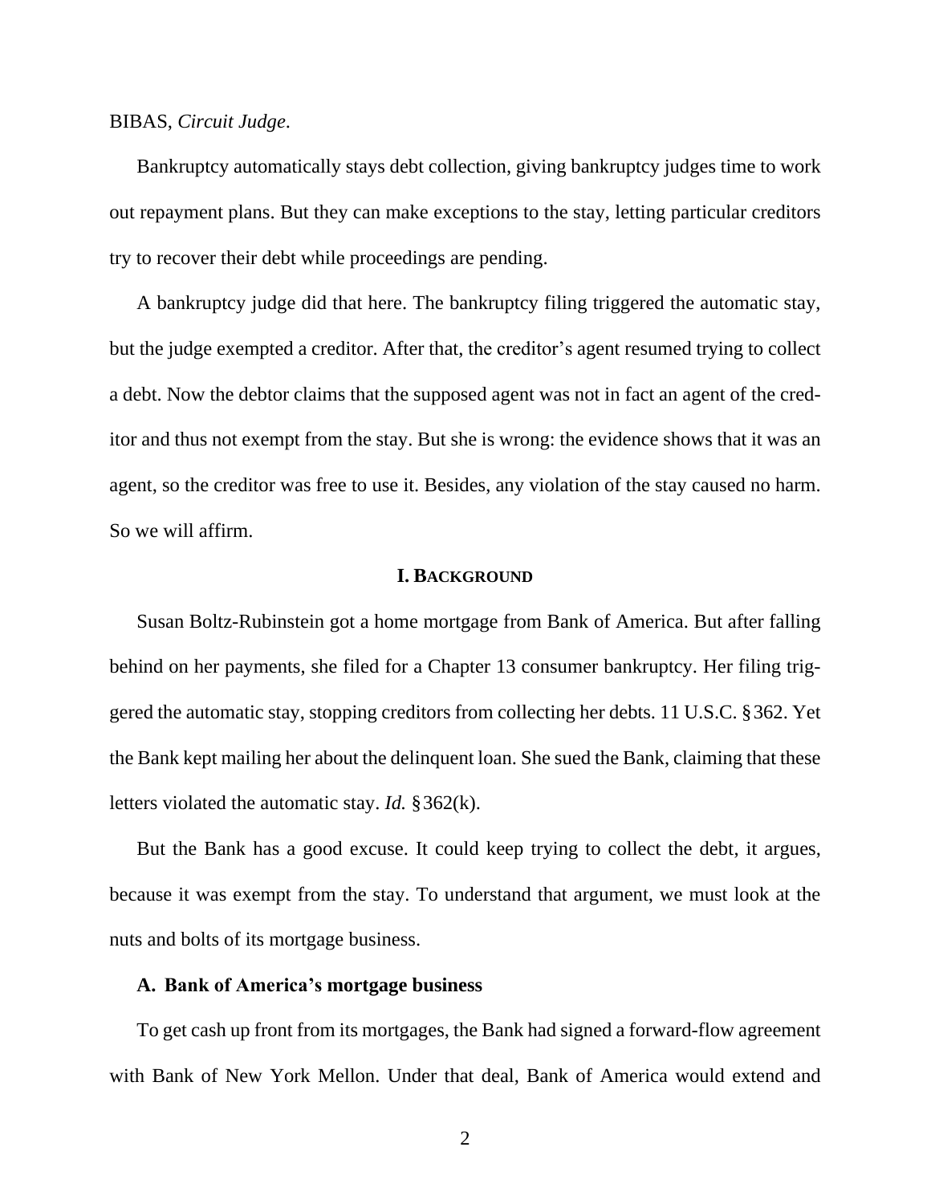BIBAS, *Circuit Judge.*

Bankruptcy automatically stays debt collection, giving bankruptcy judges time to work out repayment plans. But they can make exceptions to the stay, letting particular creditors try to recover their debt while proceedings are pending.

A bankruptcy judge did that here. The bankruptcy filing triggered the automatic stay, but the judge exempted a creditor. After that, the creditor's agent resumed trying to collect a debt. Now the debtor claims that the supposed agent was not in fact an agent of the creditor and thus not exempt from the stay. But she is wrong: the evidence shows that it was an agent, so the creditor was free to use it. Besides, any violation of the stay caused no harm. So we will affirm.

## I. BACKGROUND

Susan Boltz-Rubinstein got a home mortgage from Bank of America. But after falling behind on her payments, she filed for a Chapter 13 consumer bankruptcy. Her filing triggered the automatic stay, stopping creditors from collecting her debts. 11 U.S.C. § 362. Yet the Bank kept mailing her about the delinquent loan. She sued the Bank, claiming that these letters violated the automatic stay. *Id.* § 362(k).

But the Bank has a good excuse. It could keep trying to collect the debt, it argues, because it was exempt from the stay. To understand that argument, we must look at the nuts and bolts of its mortgage business.

### A. Bank of America's mortgage business

To get cash up front from its mortgages, the Bank had signed a forward-flow agreement with Bank of New York Mellon. Under that deal, Bank of America would extend and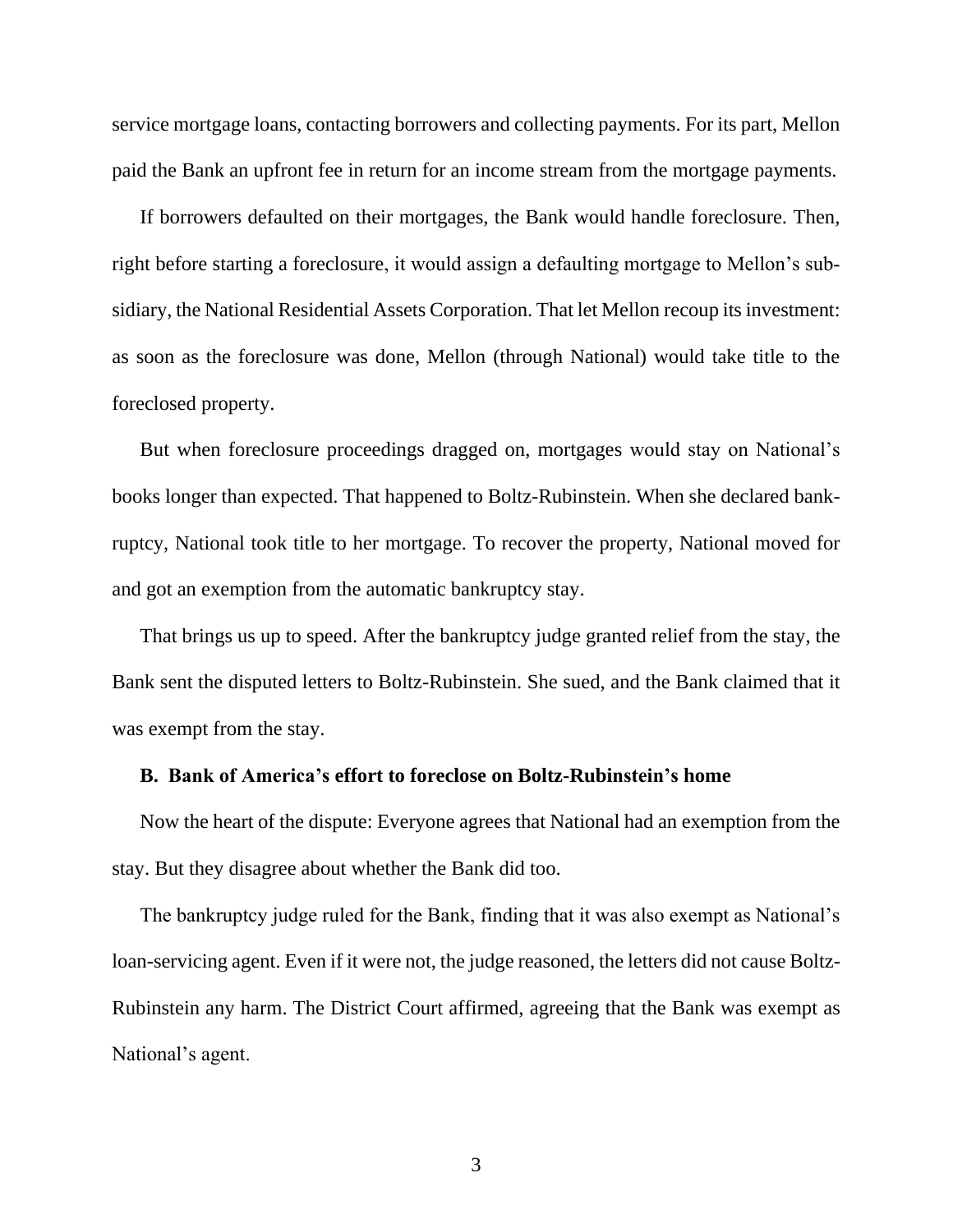service mortgage loans, contacting borrowers and collecting payments. For its part, Mellon paid the Bank an upfront fee in return for an income stream from the mortgage payments.

If borrowers defaulted on their mortgages, the Bank would handle foreclosure. Then, right before starting a foreclosure, it would assign a defaulting mortgage to Mellon's subsidiary, the National Residential Assets Corporation. That let Mellon recoup its investment: as soon as the foreclosure was done, Mellon (through National) would take title to the foreclosed property.

But when foreclosure proceedings dragged on, mortgages would stay on National's books longer than expected. That happened to Boltz-Rubinstein. When she declared bankruptcy, National took title to her mortgage. To recover the property, National moved for and got an exemption from the automatic bankruptcy stay.

That brings us up to speed. After the bankruptcy judge granted relief from the stay, the Bank sent the disputed letters to Boltz-Rubinstein. She sued, and the Bank claimed that it was exempt from the stay.

**B. Bank of America's effort to foreclose on Boltz-Rubinstein's home**

Now the heart of the dispute: Everyone agrees that National had an exemption from the stay. But they disagree about whether the Bank did too.

The bankruptcy judge ruled for the Bank, finding that it was also exempt as National's loan-servicing agent. Even if it were not, the judge reasoned, the letters did not cause Boltz-Rubinstein any harm. The District Court affirmed, agreeing that the Bank was exempt as National's agent.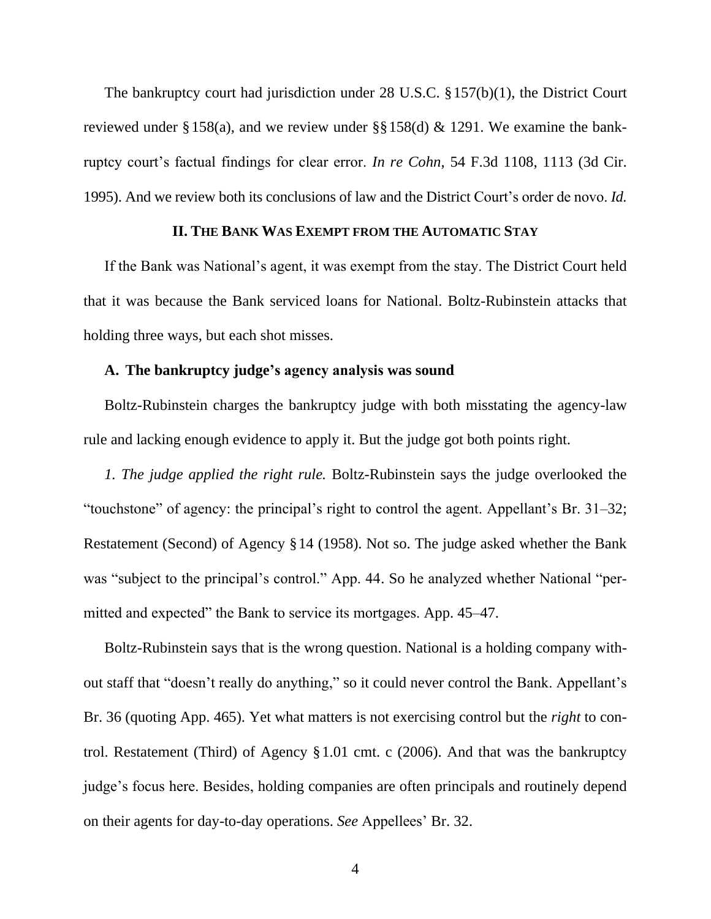The bankruptcy court had jurisdiction under 28 U.S.C. § 157(b)(1), the District Court reviewed under § 158(a), and we review under §§ 158(d) & 1291. We examine the bankruptcy court's factual findings for clear error. *In re Cohn*, 54 F.3d 1108, 1113 (3d Cir. 1995). And we review both its conclusions of law and the District Court's order de novo. *Id.*

## II. The Bank Was Exempt from the Automatic Stay

If the Bank was National's agent, it was exempt from the stay. The District Court held that it was because the Bank serviced loans for National. Boltz-Rubinstein attacks that holding three ways, but each shot misses.

### A. The bankruptcy judge's agency analysis was sound

Boltz-Rubinstein charges the bankruptcy judge with both misstating the agency-law rule and lacking enough evidence to apply it. But the judge got both points right.

*1. The judge applied the right rule.* Boltz-Rubinstein says the judge overlooked the "touchstone" of agency: the principal's right to control the agent. Appellant's Br. 31–32; Restatement (Second) of Agency § 14 (1958). Not so. The judge asked whether the Bank was "subject to the principal's control." App. 44. So he analyzed whether National "permitted and expected" the Bank to service its mortgages. App. 45–47.

Boltz-Rubinstein says that is the wrong question. National is a holding company without staff that "doesn't really do anything," so it could never control the Bank. Appellant's Br. 36 (quoting App. 465). Yet what matters is not exercising control but the *right* to control. Restatement (Third) of Agency § 1.01 cmt. c (2006). And that was the bankruptcy judge's focus here. Besides, holding companies are often principals and routinely depend on their agents for day-to-day operations. *See* Appellees' Br. 32.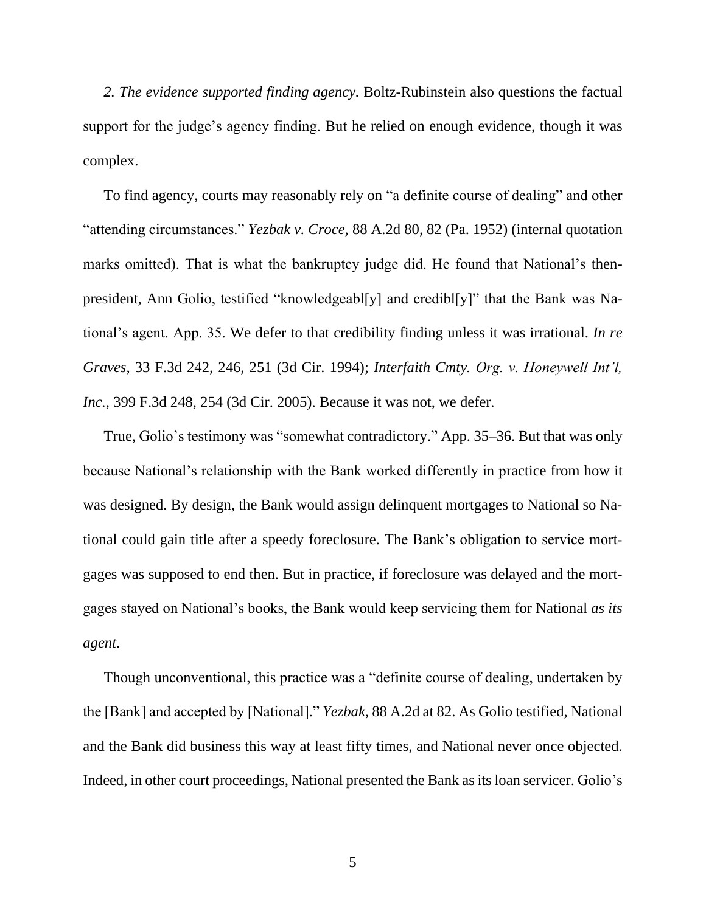*2. The evidence supported finding agency.* Boltz-Rubinstein also questions the factual support for the judge's agency finding. But he relied on enough evidence, though it was complex.

To find agency, courts may reasonably rely on "a definite course of dealing" and other "attending circumstances." *Yezbak v. Croce*, 88 A.2d 80, 82 (Pa. 1952) (internal quotation marks omitted). That is what the bankruptcy judge did. He found that National's then-president, Ann Golio, testified "knowledgeabl[y] and credibl[y]" that the Bank was National's agent. App. 35. We defer to that credibility finding unless it was irrational. *In re Graves*, 33 F.3d 242, 246, 251 (3d Cir. 1994); *Interfaith Cmty. Org. v. Honeywell Int'l, Inc.*, 399 F.3d 248, 254 (3d Cir. 2005). Because it was not, we defer.

True, Golio's testimony was "somewhat contradictory." App. 35–36. But that was only because National's relationship with the Bank worked differently in practice from how it was designed. By design, the Bank would assign delinquent mortgages to National so National could gain title after a speedy foreclosure. The Bank's obligation to service mortgages was supposed to end then. But in practice, if foreclosure was delayed and the mortgages stayed on National's books, the Bank would keep servicing them for National *as its agent*.

Though unconventional, this practice was a "definite course of dealing, undertaken by the [Bank] and accepted by [National]." *Yezbak*, 88 A.2d at 82. As Golio testified, National and the Bank did business this way at least fifty times, and National never once objected. Indeed, in other court proceedings, National presented the Bank as its loan servicer. Golio's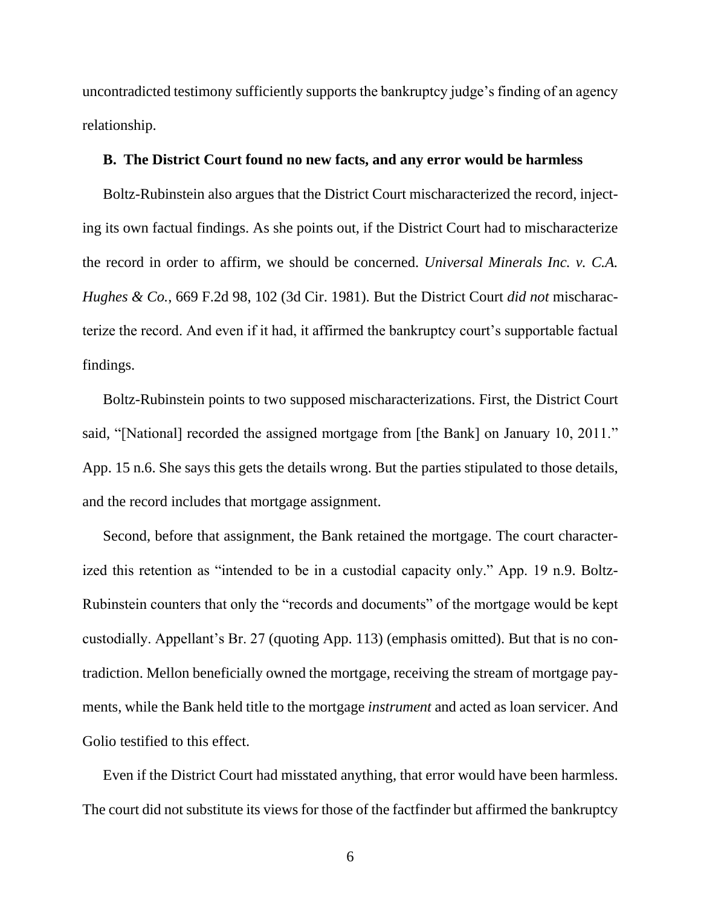uncontradicted testimony sufficiently supports the bankruptcy judge's finding of an agency relationship.

### B. The District Court found no new facts, and any error would be harmless

Boltz-Rubinstein also argues that the District Court mischaracterized the record, injecting its own factual findings. As she points out, if the District Court had to mischaracterize the record in order to affirm, we should be concerned. *Universal Minerals Inc. v. C.A. Hughes & Co.*, 669 F.2d 98, 102 (3d Cir. 1981). But the District Court *did not* mischaracterize the record. And even if it had, it affirmed the bankruptcy court's supportable factual findings.

Boltz-Rubinstein points to two supposed mischaracterizations. First, the District Court said, "[National] recorded the assigned mortgage from [the Bank] on January 10, 2011." App. 15 n.6. She says this gets the details wrong. But the parties stipulated to those details, and the record includes that mortgage assignment.

Second, before that assignment, the Bank retained the mortgage. The court characterized this retention as "intended to be in a custodial capacity only." App. 19 n.9. Boltz-Rubinstein counters that only the "records and documents" of the mortgage would be kept custodially. Appellant's Br. 27 (quoting App. 113) (emphasis omitted). But that is no contradiction. Mellon beneficially owned the mortgage, receiving the stream of mortgage payments, while the Bank held title to the mortgage *instrument* and acted as loan servicer. And Golio testified to this effect.

Even if the District Court had misstated anything, that error would have been harmless. The court did not substitute its views for those of the factfinder but affirmed the bankruptcy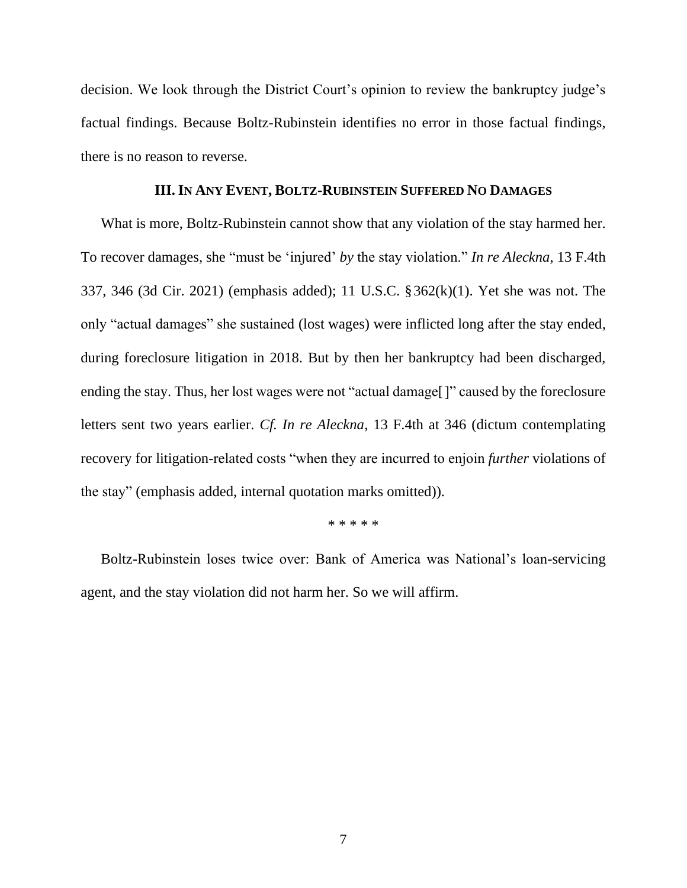decision. We look through the District Court's opinion to review the bankruptcy judge's factual findings. Because Boltz-Rubinstein identifies no error in those factual findings, there is no reason to reverse.

### III. In Any Event, Boltz-Rubinstein Suffered No Damages

What is more, Boltz-Rubinstein cannot show that any violation of the stay harmed her. To recover damages, she "must be 'injured' *by* the stay violation." *In re Aleckna*, 13 F.4th 337, 346 (3d Cir. 2021) (emphasis added); 11 U.S.C. § 362(k)(1). Yet she was not. The only "actual damages" she sustained (lost wages) were inflicted long after the stay ended, during foreclosure litigation in 2018. But by then her bankruptcy had been discharged, ending the stay. Thus, her lost wages were not "actual damage[ ]" caused by the foreclosure letters sent two years earlier. *Cf. In re Aleckna*, 13 F.4th at 346 (dictum contemplating recovery for litigation-related costs "when they are incurred to enjoin *further* violations of the stay" (emphasis added, internal quotation marks omitted)).

\* \* \* \* \*

Boltz-Rubinstein loses twice over: Bank of America was National's loan-servicing agent, and the stay violation did not harm her. So we will affirm.